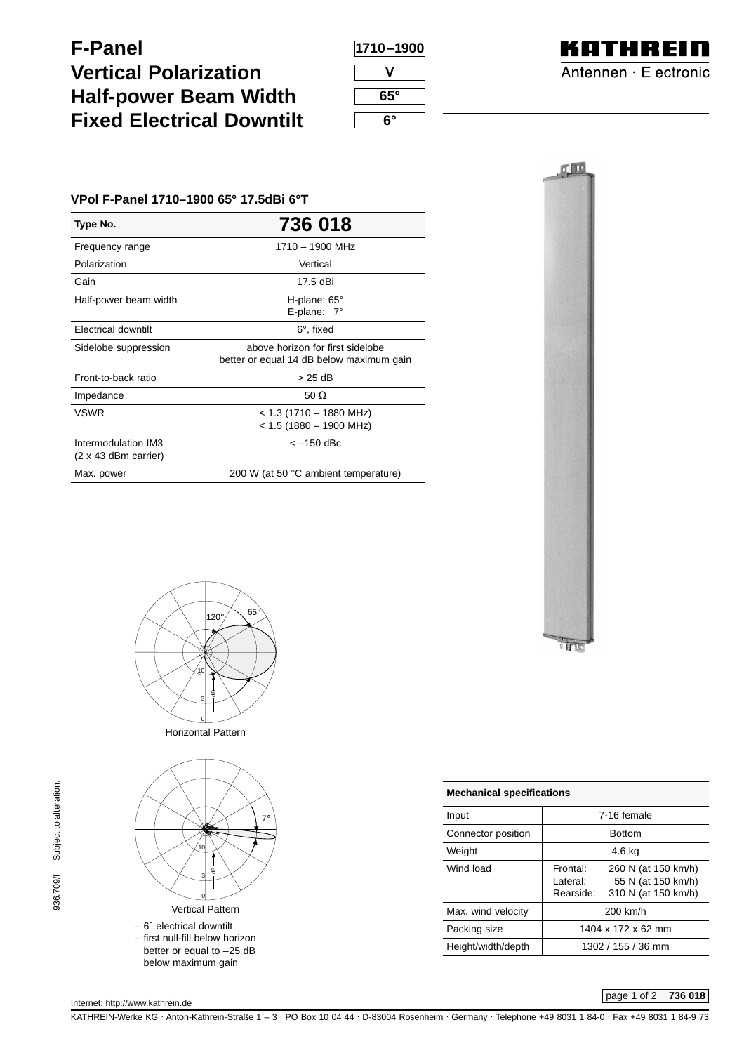# F-Panel
# Vertical Polarization
# Half-power Beam Width
# Fixed Electrical Downtilt

1710–1900

V

65°

6°

KATHREIN
Antennen · Electronic

### VPol F-Panel 1710–1900 65° 17.5dBi 6°T

| Type No. | 736 018 |
|---|---|
| Frequency range | 1710 – 1900 MHz |
| Polarization | Vertical |
| Gain | 17.5 dBi |
| Half-power beam width | H-plane: 65°<br>E-plane: 7° |
| Electrical downtilt | 6°, fixed |
| Sidelobe suppression | above horizon for first sidelobe better or equal 14 dB below maximum gain |
| Front-to-back ratio | > 25 dB |
| Impedance | 50 Ω |
| VSWR | < 1.3 (1710 – 1880 MHz)<br>< 1.5 (1880 – 1900 MHz) |
| Intermodulation IM3 (2 x 43 dBm carrier) | < –150 dBc |
| Max. power | 200 W (at 50 °C ambient temperature) |

Horizontal Pattern

Vertical Pattern

– 6° electrical downtilt
– first null-fill below horizon better or equal to –25 dB below maximum gain

| Mechanical specifications | |
|---|---|
| Input | 7-16 female |
| Connector position | Bottom |
| Weight | 4.6 kg |
| Wind load | Frontal: 260 N (at 150 km/h)<br>Lateral: 55 N (at 150 km/h)<br>Rearside: 310 N (at 150 km/h) |
| Max. wind velocity | 200 km/h |
| Packing size | 1404 x 172 x 62 mm |
| Height/width/depth | 1302 / 155 / 36 mm |

936.709/f Subject to alteration.

Internet: http://www.kathrein.de

KATHREIN-Werke KG · Anton-Kathrein-Straße 1 – 3 · PO Box 10 04 44 · D-83004 Rosenheim · Germany · Telephone +49 8031 1 84-0 · Fax +49 8031 1 84-9 73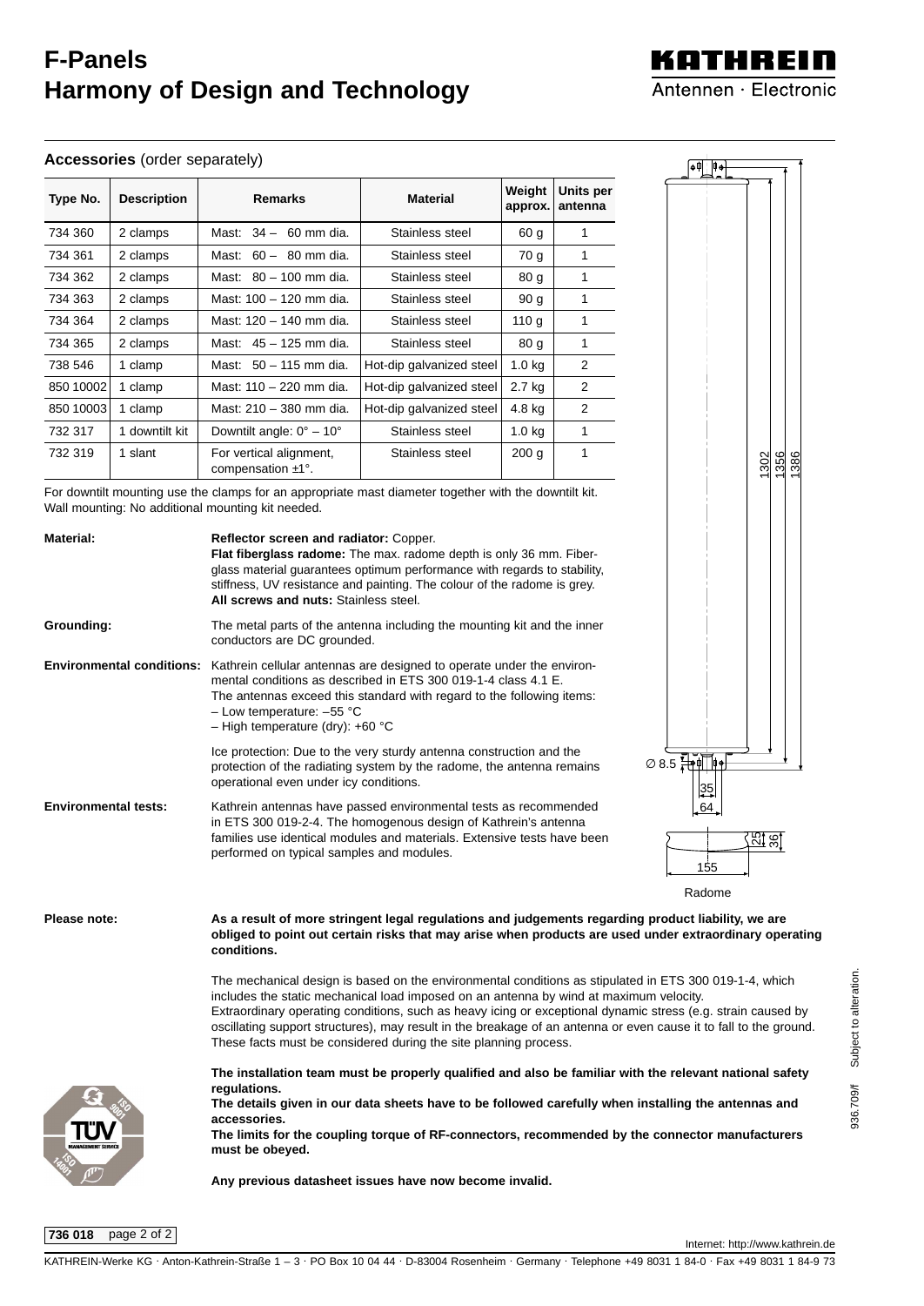# F-Panels
# Harmony of Design and Technology

KATHREIN
Antennen · Electronic

**Accessories** (order separately)

| Type No. | Description | Remarks | Material | Weight approx. | Units per antenna |
|---|---|---|---|---|---|
| 734 360 | 2 clamps | Mast: 34 – 60 mm dia. | Stainless steel | 60 g | 1 |
| 734 361 | 2 clamps | Mast: 60 – 80 mm dia. | Stainless steel | 70 g | 1 |
| 734 362 | 2 clamps | Mast: 80 – 100 mm dia. | Stainless steel | 80 g | 1 |
| 734 363 | 2 clamps | Mast: 100 – 120 mm dia. | Stainless steel | 90 g | 1 |
| 734 364 | 2 clamps | Mast: 120 – 140 mm dia. | Stainless steel | 110 g | 1 |
| 734 365 | 2 clamps | Mast: 45 – 125 mm dia. | Stainless steel | 80 g | 1 |
| 738 546 | 1 clamp | Mast: 50 – 115 mm dia. | Hot-dip galvanized steel | 1.0 kg | 2 |
| 850 10002 | 1 clamp | Mast: 110 – 220 mm dia. | Hot-dip galvanized steel | 2.7 kg | 2 |
| 850 10003 | 1 clamp | Mast: 210 – 380 mm dia. | Hot-dip galvanized steel | 4.8 kg | 2 |
| 732 317 | 1 downtilt kit | Downtilt angle: 0° – 10° | Stainless steel | 1.0 kg | 1 |
| 732 319 | 1 slant | For vertical alignment, compensation ±1°. | Stainless steel | 200 g | 1 |

For downtilt mounting use the clamps for an appropriate mast diameter together with the downtilt kit.
Wall mounting: No additional mounting kit needed.

1302
1356
1386
∅ 8.5
35
64
25
36
155
Radome

**Material:** **Reflector screen and radiator:** Copper.
**Flat fiberglass radome:** The max. radome depth is only 36 mm. Fiberglass material guarantees optimum performance with regards to stability, stiffness, UV resistance and painting. The colour of the radome is grey.
**All screws and nuts:** Stainless steel.

**Grounding:** The metal parts of the antenna including the mounting kit and the inner conductors are DC grounded.

**Environmental conditions:** Kathrein cellular antennas are designed to operate under the environmental conditions as described in ETS 300 019-1-4 class 4.1 E.
The antennas exceed this standard with regard to the following items:
– Low temperature: –55 °C
– High temperature (dry): +60 °C

Ice protection: Due to the very sturdy antenna construction and the protection of the radiating system by the radome, the antenna remains operational even under icy conditions.

**Environmental tests:** Kathrein antennas have passed environmental tests as recommended in ETS 300 019-2-4. The homogenous design of Kathrein's antenna families use identical modules and materials. Extensive tests have been performed on typical samples and modules.

**Please note:** **As a result of more stringent legal regulations and judgements regarding product liability, we are obliged to point out certain risks that may arise when products are used under extraordinary operating conditions.**

The mechanical design is based on the environmental conditions as stipulated in ETS 300 019-1-4, which includes the static mechanical load imposed on an antenna by wind at maximum velocity.
Extraordinary operating conditions, such as heavy icing or exceptional dynamic stress (e.g. strain caused by oscillating support structures), may result in the breakage of an antenna or even cause it to fall to the ground. These facts must be considered during the site planning process.

**The installation team must be properly qualified and also be familiar with the relevant national safety regulations.**
**The details given in our data sheets have to be followed carefully when installing the antennas and accessories.**
**The limits for the coupling torque of RF-connectors, recommended by the connector manufacturers must be obeyed.**

**Any previous datasheet issues have now become invalid.**

936.709/f Subject to alteration.

736 018

Internet: http://www.kathrein.de

KATHREIN-Werke KG · Anton-Kathrein-Straße 1 – 3 · PO Box 10 04 44 · D-83004 Rosenheim · Germany · Telephone +49 8031 1 84-0 · Fax +49 8031 1 84-9 73